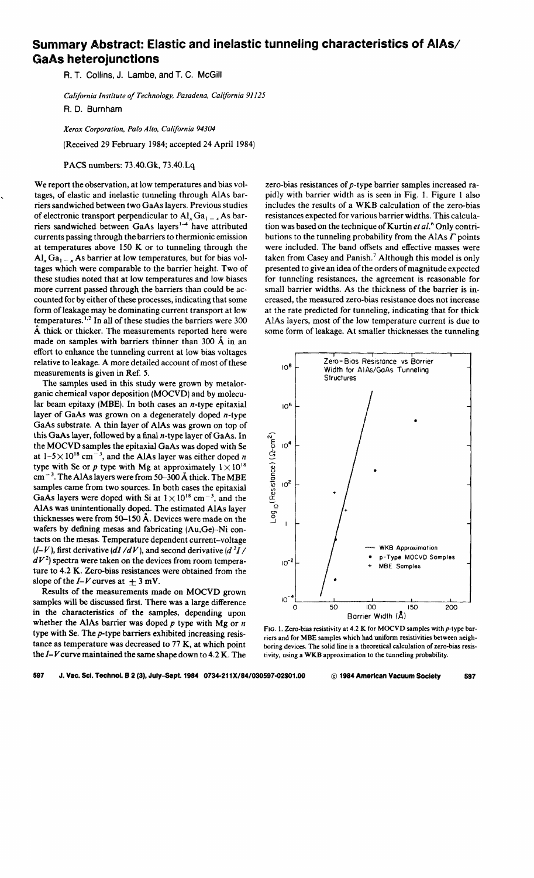# Summary Abstract: Elastic and inelastic tunneling characteristics of AlAs/GaAs heterojunctions

R. T. Collins, J. Lambe, and T. C. McGill

*California Institute of Technology, Pasadena, California 91125*

R. D. Burnham

*Xerox Corporation, Palo Alto, California 94304*

(Received 29 February 1984; accepted 24 April 1984)

PACS numbers: 73.40.Gk, 73.40.Lq

We report the observation, at low temperatures and bias voltages, of elastic and inelastic tunneling through AlAs barriers sandwiched between two GaAs layers. Previous studies of electronic transport perpendicular to $Al_xGa_{1-x}As$ barriers sandwiched between GaAs layers[1-4] have attributed currents passing through the barriers to thermionic emission at temperatures above 150 K or to tunneling through the $Al_xGa_{1-x}As$ barrier at low temperatures, but for bias voltages which were comparable to the barrier height. Two of these studies noted that at low temperatures and low biases more current passed through the barriers than could be accounted for by either of these processes, indicating that some form of leakage may be dominating current transport at low temperatures.[1,2] In all of these studies the barriers were 300 Å thick or thicker. The measurements reported here were made on samples with barriers thinner than 300 Å in an effort to enhance the tunneling current at low bias voltages relative to leakage. A more detailed account of most of these measurements is given in Ref. 5.

The samples used in this study were grown by metalorganic chemical vapor deposition (MOCVD) and by molecular beam epitaxy (MBE). In both cases an *n*-type epitaxial layer of GaAs was grown on a degenerately doped *n*-type GaAs substrate. A thin layer of AlAs was grown on top of this GaAs layer, followed by a final *n*-type layer of GaAs. In the MOCVD samples the epitaxial GaAs was doped with Se at $1-5\times10^{18}$ cm$^{-3}$, and the AlAs layer was either doped *n* type with Se or *p* type with Mg at approximately $1\times10^{18}$ cm$^{-3}$. The AlAs layers were from 50–300 Å thick. The MBE samples came from two sources. In both cases the epitaxial GaAs layers were doped with Si at $1\times10^{18}$ cm$^{-3}$, and the AlAs was unintentionally doped. The estimated AlAs layer thicknesses were from 50–150 Å. Devices were made on the wafers by defining mesas and fabricating (Au,Ge)–Ni contacts on the mesas. Temperature dependent current–voltage ($I$–$V$), first derivative ($dI/dV$), and second derivative ($d^2I/dV^2$) spectra were taken on the devices from room temperature to 4.2 K. Zero-bias resistances were obtained from the slope of the $I$–$V$ curves at $\pm$ 3 mV.

Results of the measurements made on MOCVD grown samples will be discussed first. There was a large difference in the characteristics of the samples, depending upon whether the AlAs barrier was doped *p* type with Mg or *n* type with Se. The *p*-type barriers exhibited increasing resistance as temperature was decreased to 77 K, at which point the $I$–$V$ curve maintained the same shape down to 4.2 K. The zero-bias resistances of *p*-type barrier samples increased rapidly with barrier width as is seen in Fig. 1. Figure 1 also includes the results of a WKB calculation of the zero-bias resistances expected for various barrier widths. This calculation was based on the technique of Kurtin *et al.*[6] Only contributions to the tunneling probability from the AlAs $\Gamma$ points were included. The band offsets and effective masses were taken from Casey and Panish.[7] Although this model is only presented to give an idea of the orders of magnitude expected for tunneling resistances, the agreement is reasonable for small barrier widths. As the thickness of the barrier is increased, the measured zero-bias resistance does not increase at the rate predicted for tunneling, indicating that for thick AlAs layers, most of the low temperature current is due to some form of leakage. At smaller thicknesses the tunneling

FIG. 1. Zero-bias resistivity at 4.2 K for MOCVD samples with *p*-type barriers and for MBE samples which had uniform resistivities between neighboring devices. The solid line is a theoretical calculation of zero-bias resistivity, using a WKB approximation to the tunneling probability.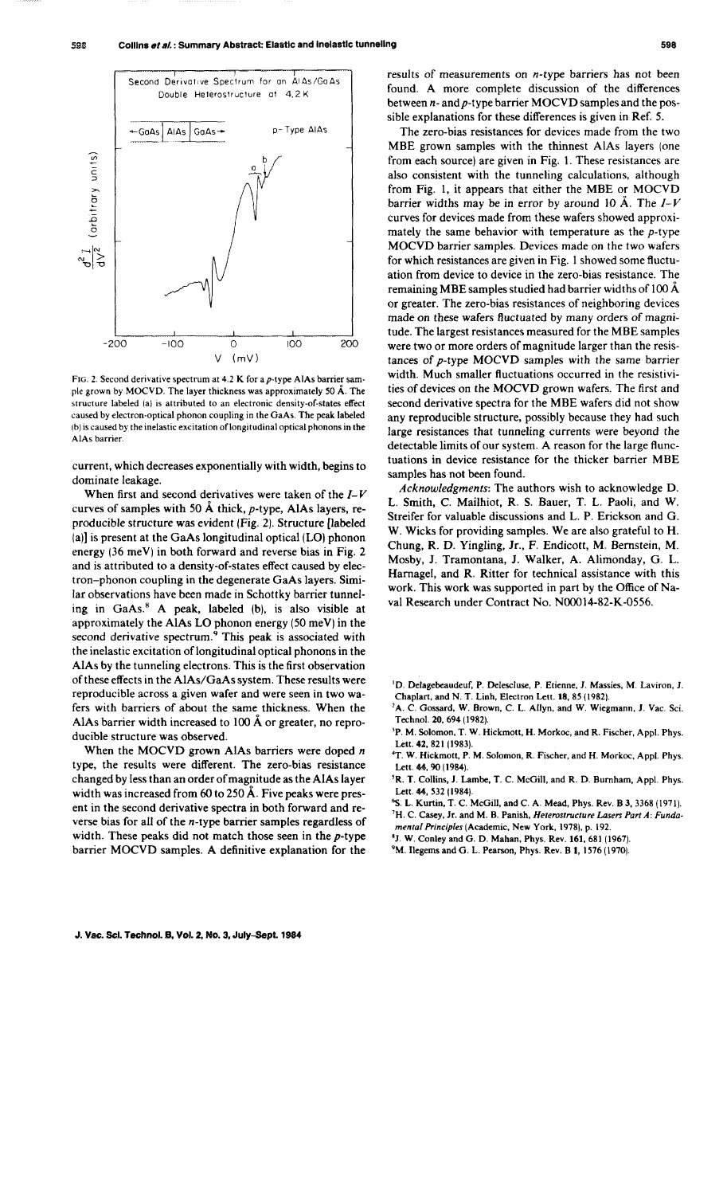Second Derivative Spectrum for an AlAs/GaAs Double Heterostructure at 4.2 K

←GaAs | AlAs | GaAs→

p-Type AlAs

a

b

$\frac{d^2 I}{dV^2}$ (arbitrary units)

-200 -100 0 100 200

V (mV)

FIG. 2. Second derivative spectrum at 4.2 K for a p-type AlAs barrier sample grown by MOCVD. The layer thickness was approximately 50 Å. The structure labeled (a) is attributed to an electronic density-of-states effect caused by electron-optical phonon coupling in the GaAs. The peak labeled (b) is caused by the inelastic excitation of longitudinal optical phonons in the AlAs barrier.

current, which decreases exponentially with width, begins to dominate leakage.

When first and second derivatives were taken of the $I$–$V$ curves of samples with 50 Å thick, p-type, AlAs layers, reproducible structure was evident (Fig. 2). Structure [labeled (a)] is present at the GaAs longitudinal optical (LO) phonon energy (36 meV) in both forward and reverse bias in Fig. 2 and is attributed to a density-of-states effect caused by electron–phonon coupling in the degenerate GaAs layers. Similar observations have been made in Schottky barrier tunneling in GaAs.[8] A peak, labeled (b), is also visible at approximately the AlAs LO phonon energy (50 meV) in the second derivative spectrum.[9] This peak is associated with the inelastic excitation of longitudinal optical phonons in the AlAs by the tunneling electrons. This is the first observation of these effects in the AlAs/GaAs system. These results were reproducible across a given wafer and were seen in two wafers with barriers of about the same thickness. When the AlAs barrier width increased to 100 Å or greater, no reproducible structure was observed.

When the MOCVD grown AlAs barriers were doped n type, the results were different. The zero-bias resistance changed by less than an order of magnitude as the AlAs layer width was increased from 60 to 250 Å. Five peaks were present in the second derivative spectra in both forward and reverse bias for all of the n-type barrier samples regardless of width. These peaks did not match those seen in the p-type barrier MOCVD samples. A definitive explanation for the results of measurements on n-type barriers has not been found. A more complete discussion of the differences between n- and p-type barrier MOCVD samples and the possible explanations for these differences is given in Ref. 5.

The zero-bias resistances for devices made from the two MBE grown samples with the thinnest AlAs layers (one from each source) are given in Fig. 1. These resistances are also consistent with the tunneling calculations, although from Fig. 1, it appears that either the MBE or MOCVD barrier widths may be in error by around 10 Å. The $I$–$V$ curves for devices made from these wafers showed approximately the same behavior with temperature as the p-type MOCVD barrier samples. Devices made on the two wafers for which resistances are given in Fig. 1 showed some fluctuation from device to device in the zero-bias resistance. The remaining MBE samples studied had barrier widths of 100 Å or greater. The zero-bias resistances of neighboring devices made on these wafers fluctuated by many orders of magnitude. The largest resistances measured for the MBE samples were two or more orders of magnitude larger than the resistances of p-type MOCVD samples with the same barrier width. Much smaller fluctuations occurred in the resistivities of devices on the MOCVD grown wafers. The first and second derivative spectra for the MBE wafers did not show any reproducible structure, possibly because they had such large resistances that tunneling currents were beyond the detectable limits of our system. A reason for the large fluctuations in device resistance for the thicker barrier MBE samples has not been found.

*Acknowledgments*: The authors wish to acknowledge D. L. Smith, C. Mailhiot, R. S. Bauer, T. L. Paoli, and W. Streifer for valuable discussions and L. P. Erickson and G. W. Wicks for providing samples. We are also grateful to H. Chung, R. D. Yingling, Jr., F. Endicott, M. Bernstein, M. Mosby, J. Tramontana, J. Walker, A. Alimonday, G. L. Harnagel, and R. Ritter for technical assistance with this work. This work was supported in part by the Office of Naval Research under Contract No. N00014-82-K-0556.

[1] D. Delagebeaudeuf, P. Delescluse, P. Etienne, J. Massies, M. Laviron, J. Chaplart, and N. T. Linh, Electron Lett. **18**, 85 (1982).

[2] A. C. Gossard, W. Brown, C. L. Allyn, and W. Wiegmann, J. Vac. Sci. Technol. **20**, 694 (1982).

[3] P. M. Solomon, T. W. Hickmott, H. Morkoc, and R. Fischer, Appl. Phys. Lett. **42**, 821 (1983).

[4] T. W. Hickmott, P. M. Solomon, R. Fischer, and H. Morkoc, Appl. Phys. Lett. **44**, 90 (1984).

[5] R. T. Collins, J. Lambe, T. C. McGill, and R. D. Burnham, Appl. Phys. Lett. **44**, 532 (1984).

[6] S. L. Kurtin, T. C. McGill, and C. A. Mead, Phys. Rev. B **3**, 3368 (1971).

[7] H. C. Casey, Jr. and M. B. Panish, *Heterostructure Lasers Part A: Fundamental Principles* (Academic, New York, 1978), p. 192.

[8] J. W. Conley and G. D. Mahan, Phys. Rev. **161**, 681 (1967).

[9] M. Ilegems and G. L. Pearson, Phys. Rev. B **1**, 1576 (1970).